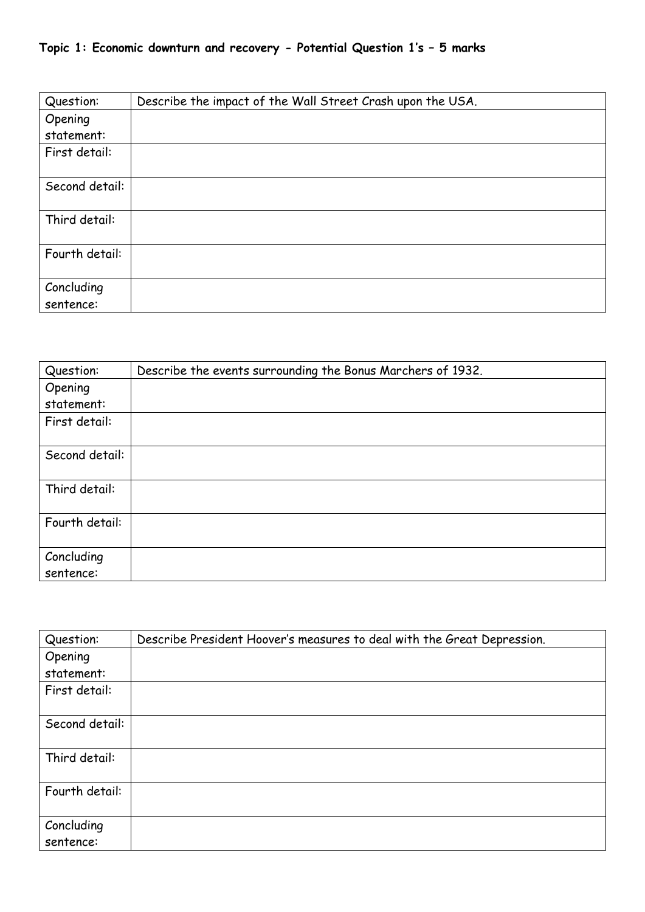**Topic 1: Economic downturn and recovery - Potential Question 1's – 5 marks**

| Question: | Describe the impact of the Wall Street Crash upon the USA. |
|---|---|
| Opening statement: | |
| First detail: | |
| Second detail: | |
| Third detail: | |
| Fourth detail: | |
| Concluding sentence: | |

| Question: | Describe the events surrounding the Bonus Marchers of 1932. |
|---|---|
| Opening statement: | |
| First detail: | |
| Second detail: | |
| Third detail: | |
| Fourth detail: | |
| Concluding sentence: | |

| Question: | Describe President Hoover's measures to deal with the Great Depression. |
|---|---|
| Opening statement: | |
| First detail: | |
| Second detail: | |
| Third detail: | |
| Fourth detail: | |
| Concluding sentence: | |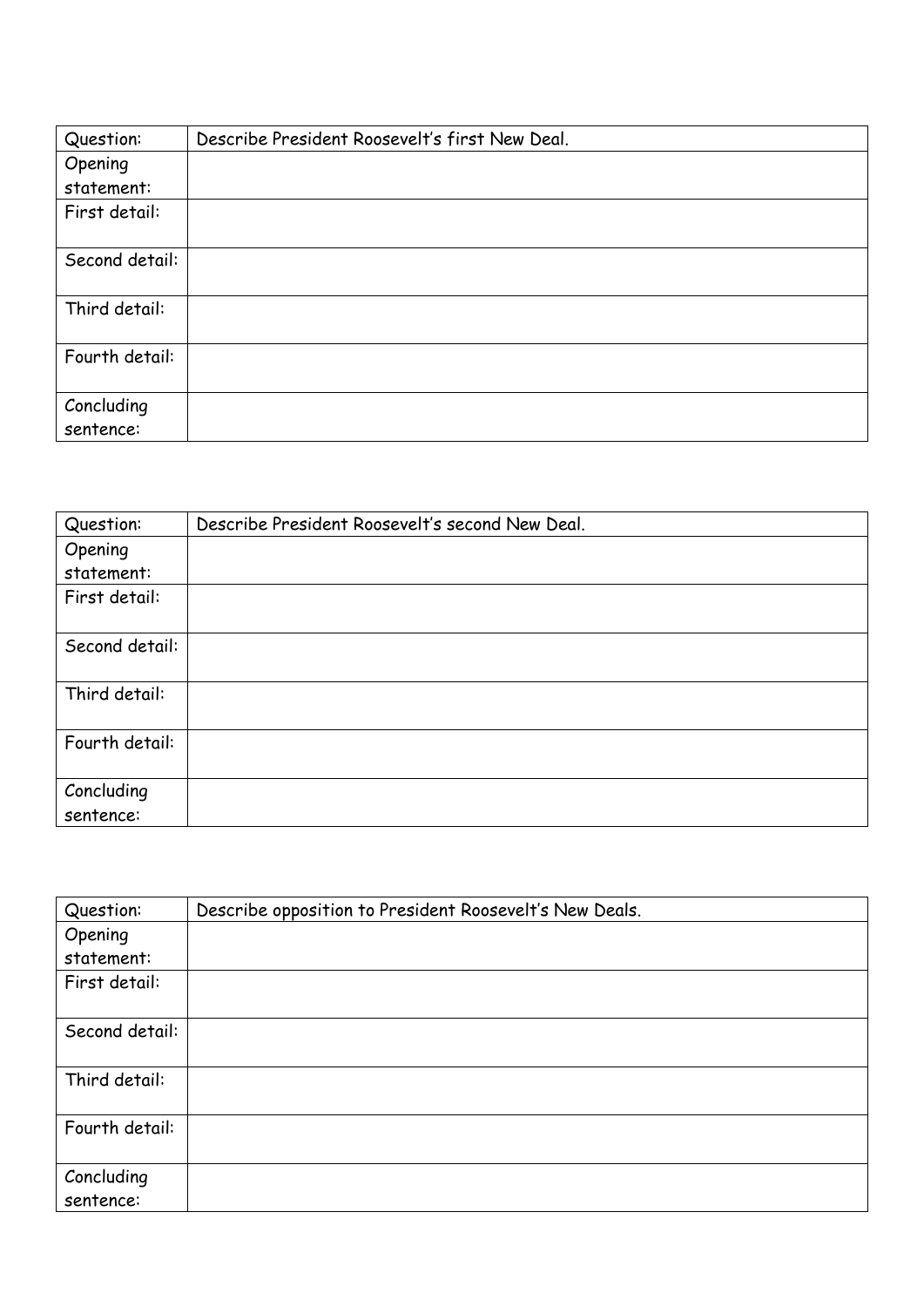| Question: | Describe President Roosevelt's first New Deal. |
| --- | --- |
| Opening statement: | |
| First detail: | |
| Second detail: | |
| Third detail: | |
| Fourth detail: | |
| Concluding sentence: | |

| Question: | Describe President Roosevelt's second New Deal. |
| --- | --- |
| Opening statement: | |
| First detail: | |
| Second detail: | |
| Third detail: | |
| Fourth detail: | |
| Concluding sentence: | |

| Question: | Describe opposition to President Roosevelt's New Deals. |
| --- | --- |
| Opening statement: | |
| First detail: | |
| Second detail: | |
| Third detail: | |
| Fourth detail: | |
| Concluding sentence: | |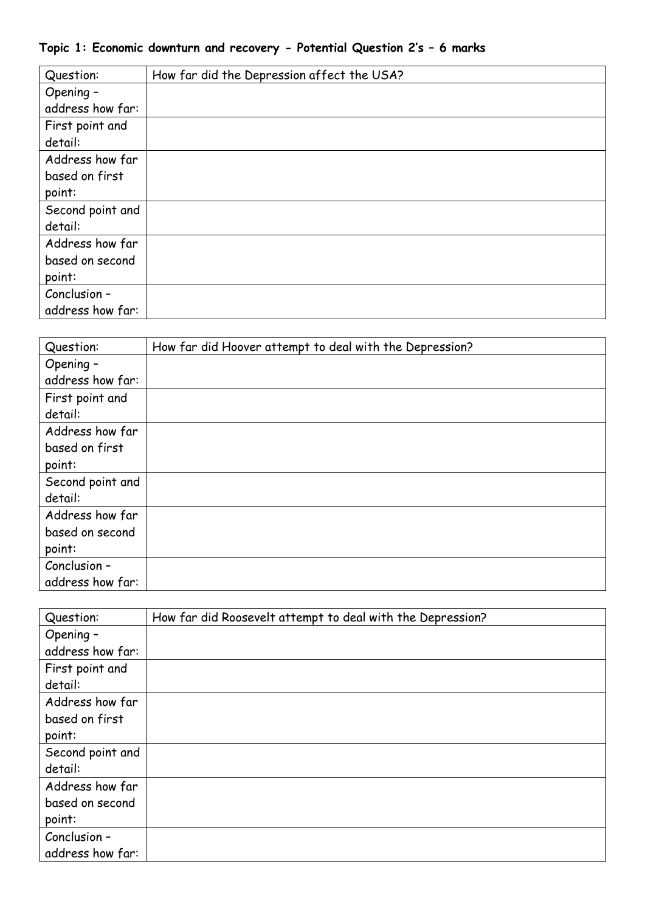**Topic 1: Economic downturn and recovery - Potential Question 2's – 6 marks**

| Question: | How far did the Depression affect the USA? |
| --- | --- |
| Opening – address how far: | |
| First point and detail: | |
| Address how far based on first point: | |
| Second point and detail: | |
| Address how far based on second point: | |
| Conclusion – address how far: | |

| Question: | How far did Hoover attempt to deal with the Depression? |
| --- | --- |
| Opening – address how far: | |
| First point and detail: | |
| Address how far based on first point: | |
| Second point and detail: | |
| Address how far based on second point: | |
| Conclusion – address how far: | |

| Question: | How far did Roosevelt attempt to deal with the Depression? |
| --- | --- |
| Opening – address how far: | |
| First point and detail: | |
| Address how far based on first point: | |
| Second point and detail: | |
| Address how far based on second point: | |
| Conclusion – address how far: | |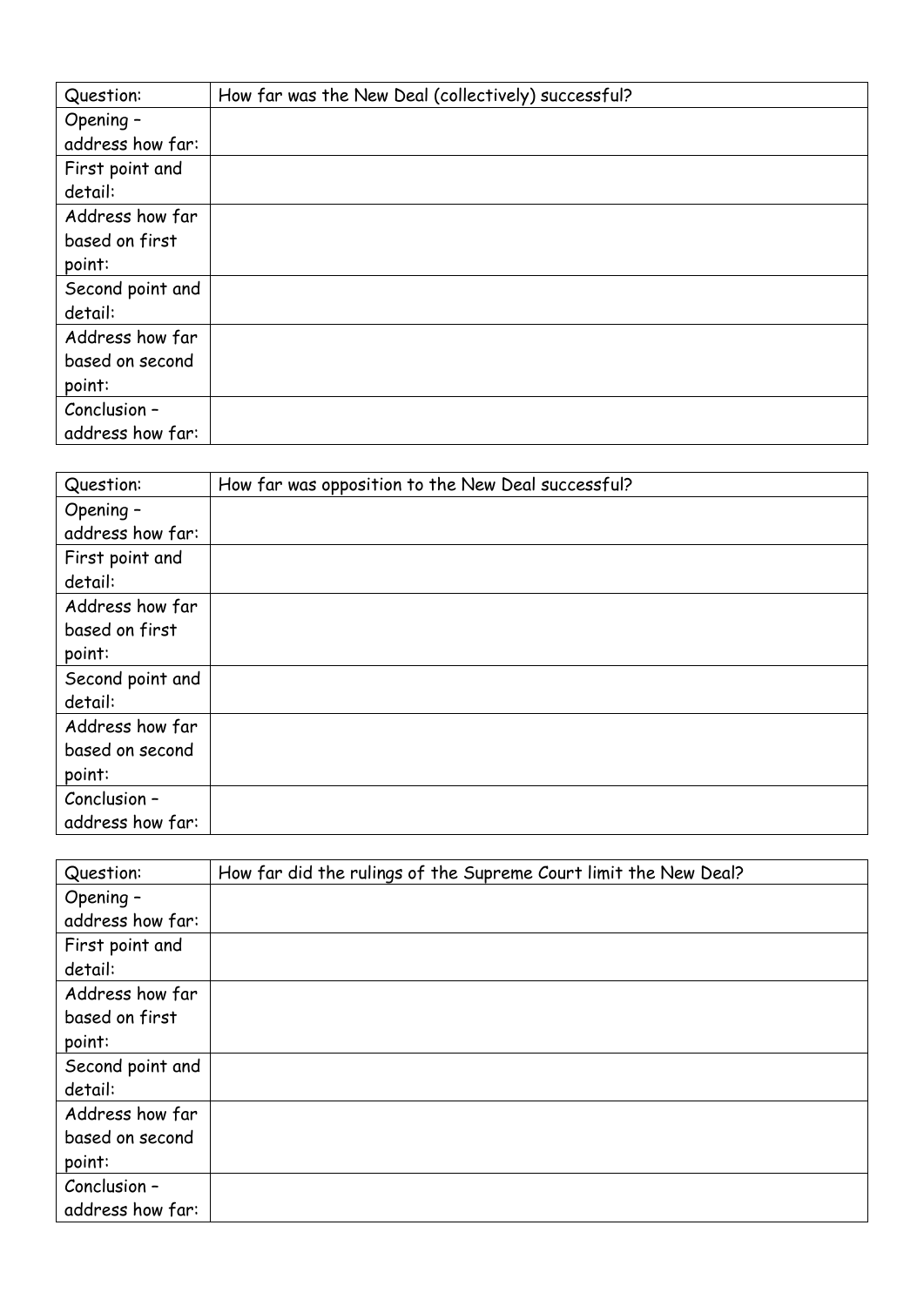| Question: | How far was the New Deal (collectively) successful? |
| --- | --- |
| Opening – address how far: | |
| First point and detail: | |
| Address how far based on first point: | |
| Second point and detail: | |
| Address how far based on second point: | |
| Conclusion – address how far: | |

| Question: | How far was opposition to the New Deal successful? |
| --- | --- |
| Opening – address how far: | |
| First point and detail: | |
| Address how far based on first point: | |
| Second point and detail: | |
| Address how far based on second point: | |
| Conclusion – address how far: | |

| Question: | How far did the rulings of the Supreme Court limit the New Deal? |
| --- | --- |
| Opening – address how far: | |
| First point and detail: | |
| Address how far based on first point: | |
| Second point and detail: | |
| Address how far based on second point: | |
| Conclusion – address how far: | |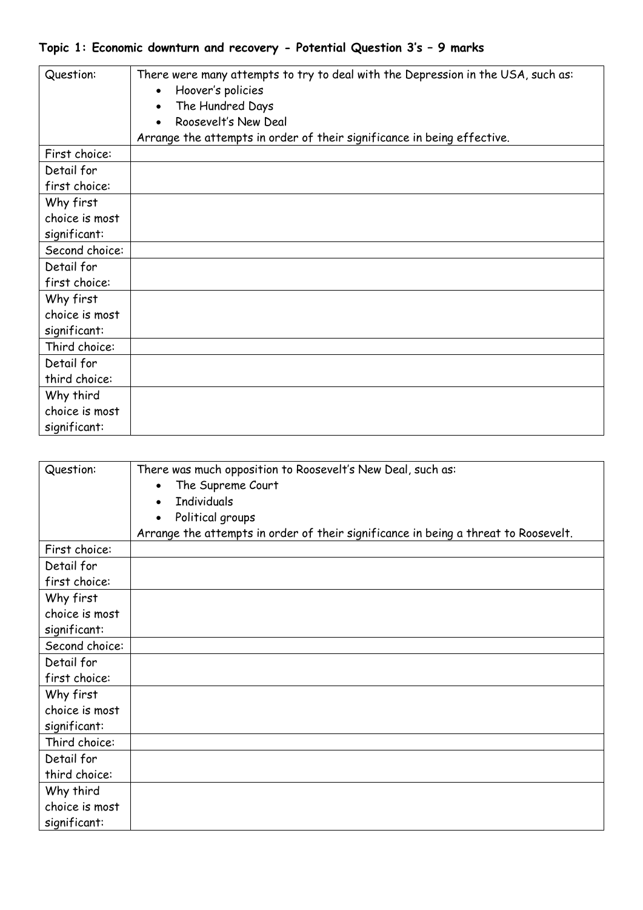**Topic 1: Economic downturn and recovery - Potential Question 3's – 9 marks**

| Question: | There were many attempts to try to deal with the Depression in the USA, such as:<br>• Hoover's policies<br>• The Hundred Days<br>• Roosevelt's New Deal<br>Arrange the attempts in order of their significance in being effective. |
|---|---|
| First choice: | |
| Detail for first choice: | |
| Why first choice is most significant: | |
| Second choice: | |
| Detail for first choice: | |
| Why first choice is most significant: | |
| Third choice: | |
| Detail for third choice: | |
| Why third choice is most significant: | |

| Question: | There was much opposition to Roosevelt's New Deal, such as:<br>• The Supreme Court<br>• Individuals<br>• Political groups<br>Arrange the attempts in order of their significance in being a threat to Roosevelt. |
|---|---|
| First choice: | |
| Detail for first choice: | |
| Why first choice is most significant: | |
| Second choice: | |
| Detail for first choice: | |
| Why first choice is most significant: | |
| Third choice: | |
| Detail for third choice: | |
| Why third choice is most significant: | |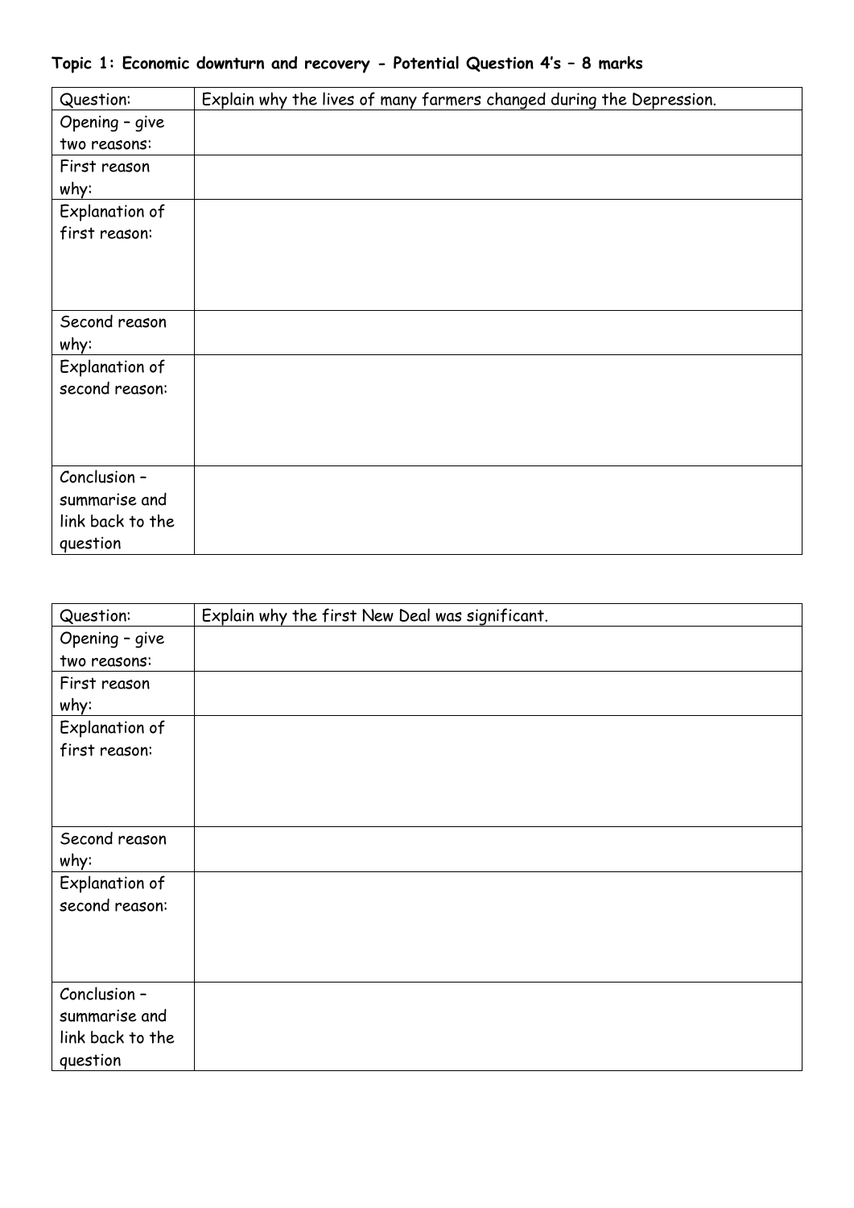**Topic 1: Economic downturn and recovery - Potential Question 4's – 8 marks**

| Question: | Explain why the lives of many farmers changed during the Depression. |
|---|---|
| Opening – give two reasons: | |
| First reason why: | |
| Explanation of first reason: | |
| Second reason why: | |
| Explanation of second reason: | |
| Conclusion – summarise and link back to the question | |

| Question: | Explain why the first New Deal was significant. |
|---|---|
| Opening – give two reasons: | |
| First reason why: | |
| Explanation of first reason: | |
| Second reason why: | |
| Explanation of second reason: | |
| Conclusion – summarise and link back to the question | |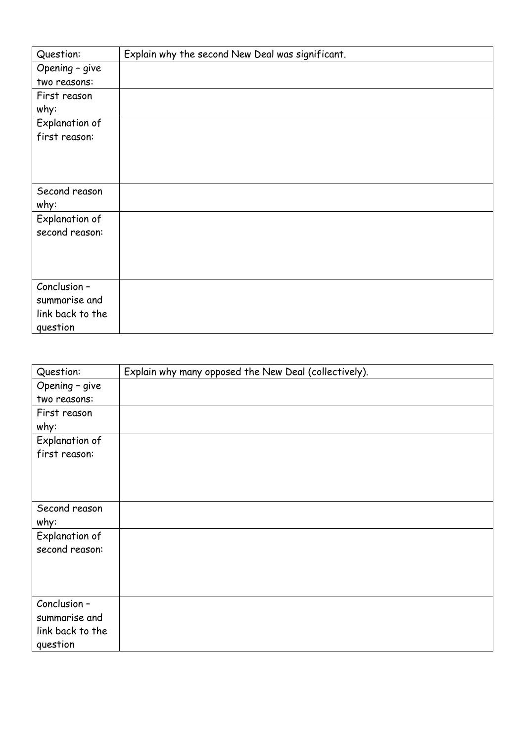| Question: | Explain why the second New Deal was significant. |
| --- | --- |
| Opening – give two reasons: | |
| First reason why: | |
| Explanation of first reason: | |
| Second reason why: | |
| Explanation of second reason: | |
| Conclusion – summarise and link back to the question | |

| Question: | Explain why many opposed the New Deal (collectively). |
| --- | --- |
| Opening – give two reasons: | |
| First reason why: | |
| Explanation of first reason: | |
| Second reason why: | |
| Explanation of second reason: | |
| Conclusion – summarise and link back to the question | |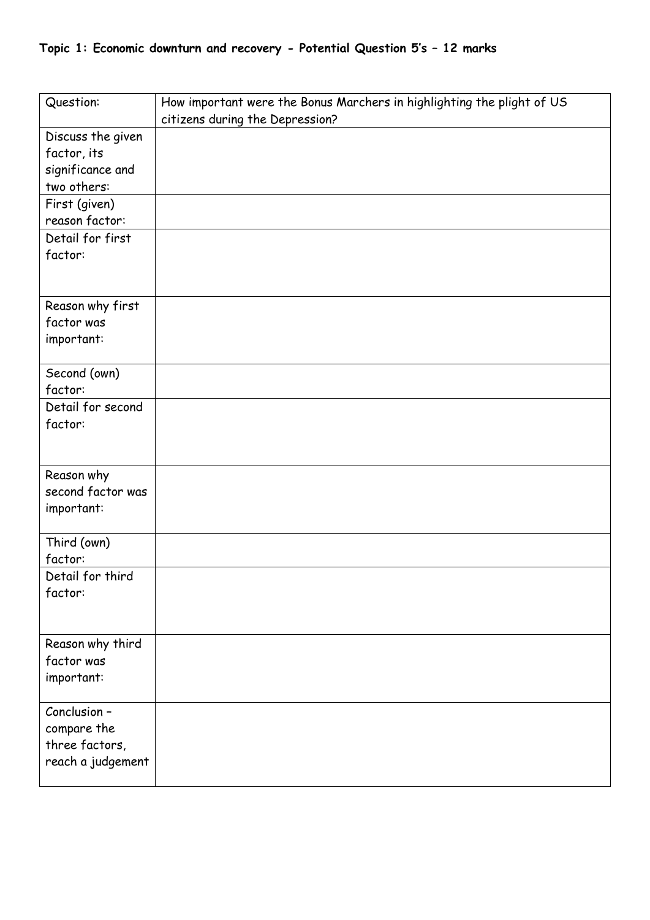**Topic 1: Economic downturn and recovery - Potential Question 5's – 12 marks**

| Question: | How important were the Bonus Marchers in highlighting the plight of US citizens during the Depression? |
|---|---|
| Discuss the given factor, its significance and two others: | |
| First (given) reason factor: | |
| Detail for first factor: | |
| Reason why first factor was important: | |
| Second (own) factor: | |
| Detail for second factor: | |
| Reason why second factor was important: | |
| Third (own) factor: | |
| Detail for third factor: | |
| Reason why third factor was important: | |
| Conclusion – compare the three factors, reach a judgement | |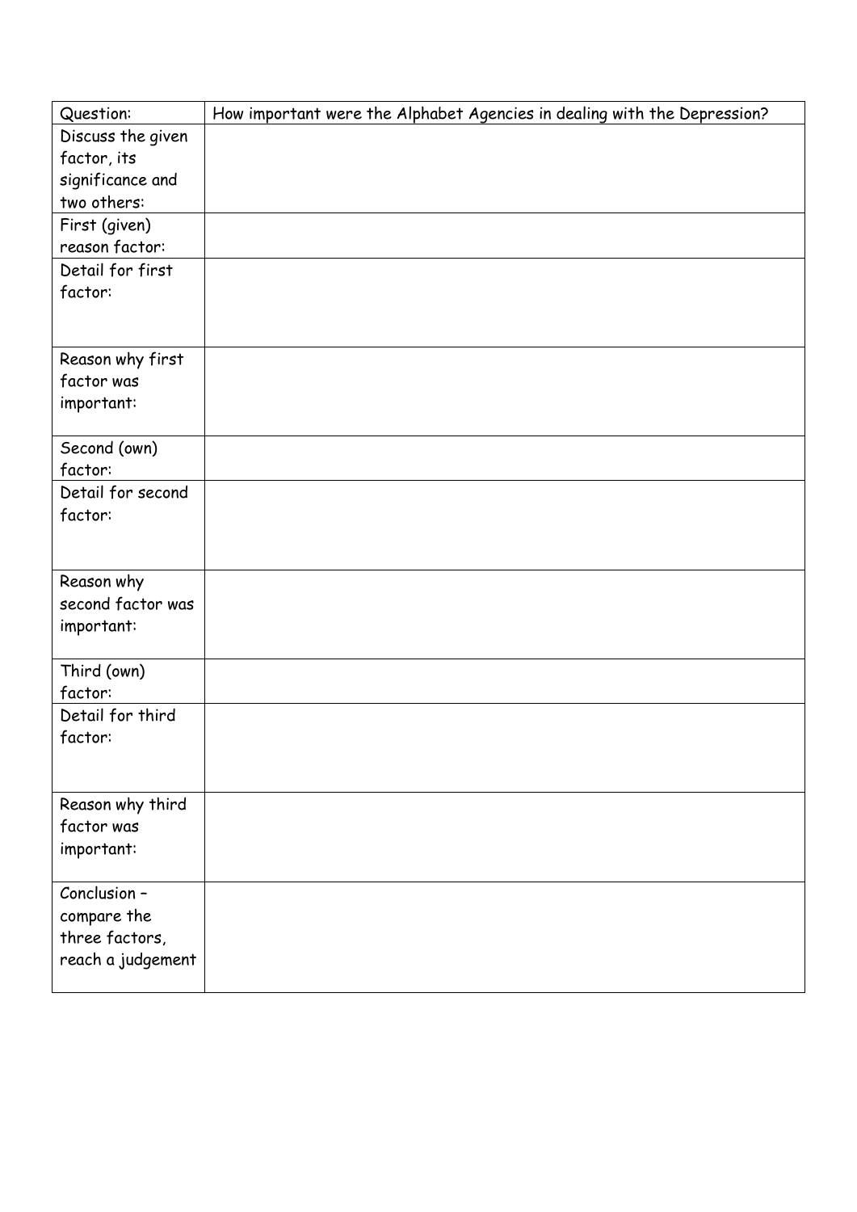| Question: | How important were the Alphabet Agencies in dealing with the Depression? |
| --- | --- |
| Discuss the given factor, its significance and two others: | |
| First (given) reason factor: | |
| Detail for first factor: | |
| Reason why first factor was important: | |
| Second (own) factor: | |
| Detail for second factor: | |
| Reason why second factor was important: | |
| Third (own) factor: | |
| Detail for third factor: | |
| Reason why third factor was important: | |
| Conclusion – compare the three factors, reach a judgement | |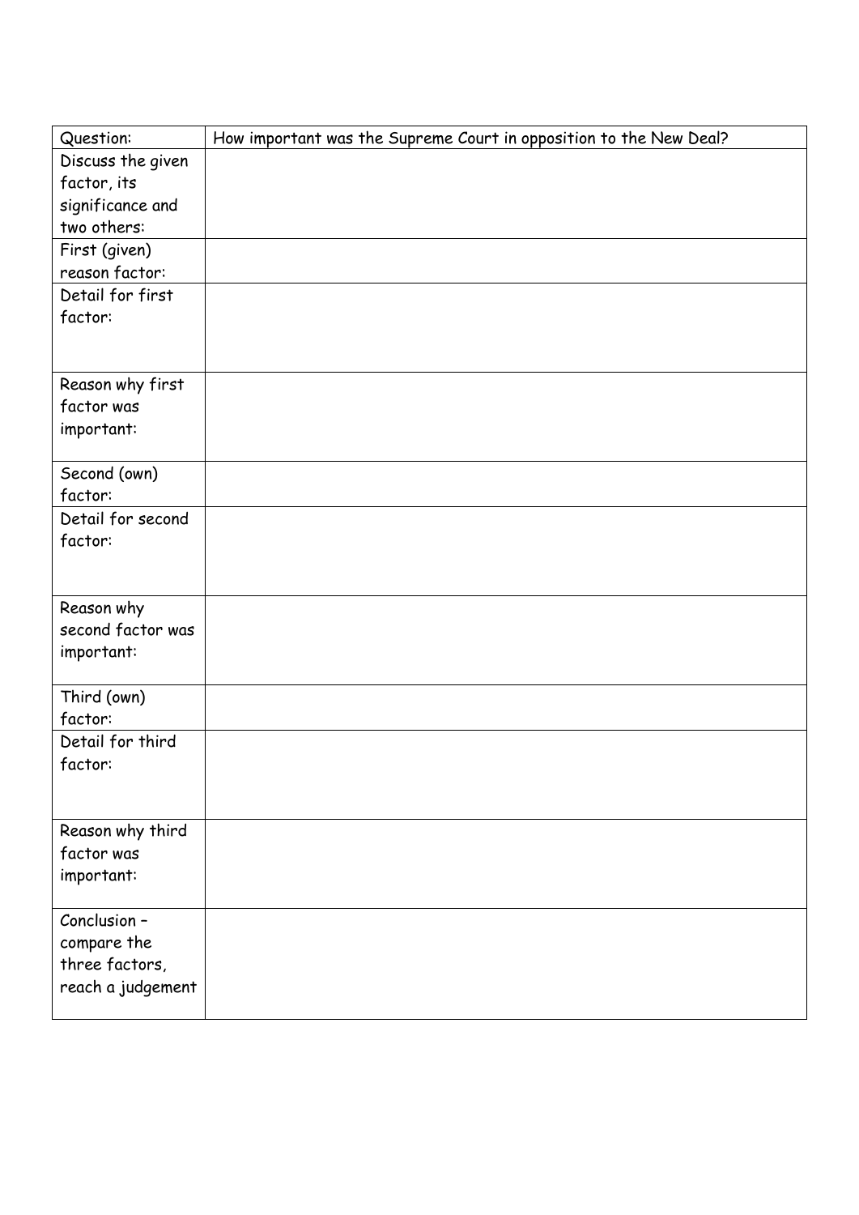| | |
|---|---|
| Question: | How important was the Supreme Court in opposition to the New Deal? |
| Discuss the given factor, its significance and two others: | |
| First (given) reason factor: | |
| Detail for first factor: | |
| Reason why first factor was important: | |
| Second (own) factor: | |
| Detail for second factor: | |
| Reason why second factor was important: | |
| Third (own) factor: | |
| Detail for third factor: | |
| Reason why third factor was important: | |
| Conclusion – compare the three factors, reach a judgement | |